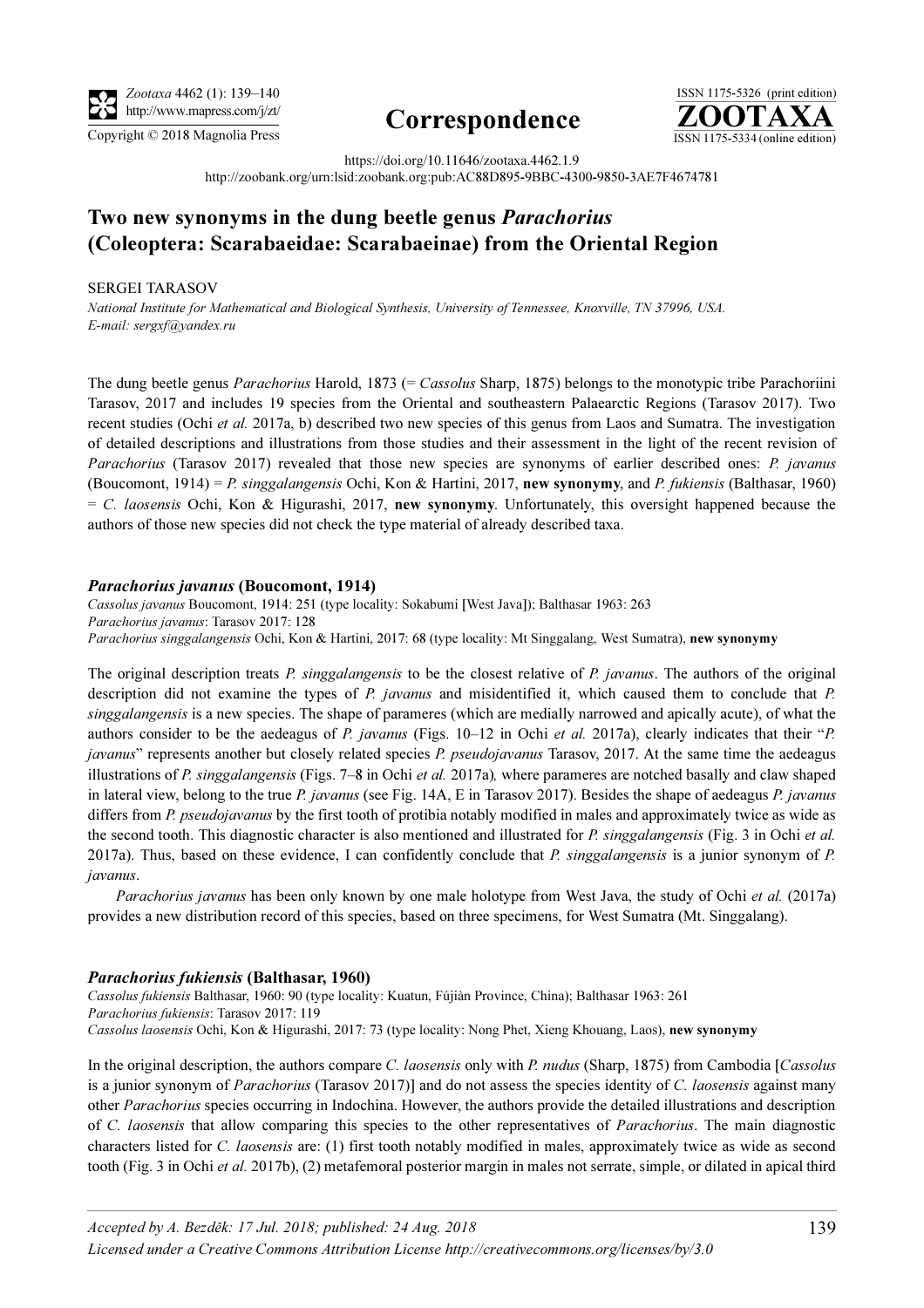**Correspondence**

https://doi.org/10.11646/zootaxa.4462.1.9
http://zoobank.org/urn:lsid:zoobank.org:pub:AC88D895-9BBC-4300-9850-3AE7F4674781

# Two new synonyms in the dung beetle genus *Parachorius* (Coleoptera: Scarabaeidae: Scarabaeinae) from the Oriental Region

SERGEI TARASOV

*National Institute for Mathematical and Biological Synthesis, University of Tennessee, Knoxville, TN 37996, USA.*
*E-mail: sergxf@yandex.ru*

The dung beetle genus *Parachorius* Harold, 1873 (= *Cassolus* Sharp, 1875) belongs to the monotypic tribe Parachoriini Tarasov, 2017 and includes 19 species from the Oriental and southeastern Palaearctic Regions (Tarasov 2017). Two recent studies (Ochi *et al.* 2017a, b) described two new species of this genus from Laos and Sumatra. The investigation of detailed descriptions and illustrations from those studies and their assessment in the light of the recent revision of *Parachorius* (Tarasov 2017) revealed that those new species are synonyms of earlier described ones: *P. javanus* (Boucomont, 1914) = *P. singgalangensis* Ochi, Kon & Hartini, 2017, **new synonymy**, and *P. fukiensis* (Balthasar, 1960) = *C. laosensis* Ochi, Kon & Higurashi, 2017, **new synonymy**. Unfortunately, this oversight happened because the authors of those new species did not check the type material of already described taxa.

## *Parachorius javanus* (Boucomont, 1914)

*Cassolus javanus* Boucomont, 1914: 251 (type locality: Sokabumi [West Java]); Balthasar 1963: 263
*Parachorius javanus*: Tarasov 2017: 128
*Parachorius singgalangensis* Ochi, Kon & Hartini, 2017: 68 (type locality: Mt Singgalang, West Sumatra), **new synonymy**

The original description treats *P. singgalangensis* to be the closest relative of *P. javanus*. The authors of the original description did not examine the types of *P. javanus* and misidentified it, which caused them to conclude that *P. singgalangensis* is a new species. The shape of parameres (which are medially narrowed and apically acute), of what the authors consider to be the aedeagus of *P. javanus* (Figs. 10–12 in Ochi *et al.* 2017a), clearly indicates that their "*P. javanus*" represents another but closely related species *P. pseudojavanus* Tarasov, 2017. At the same time the aedeagus illustrations of *P. singgalangensis* (Figs. 7–8 in Ochi *et al.* 2017a)*,* where parameres are notched basally and claw shaped in lateral view, belong to the true *P. javanus* (see Fig. 14A, E in Tarasov 2017). Besides the shape of aedeagus *P. javanus* differs from *P. pseudojavanus* by the first tooth of protibia notably modified in males and approximately twice as wide as the second tooth. This diagnostic character is also mentioned and illustrated for *P. singgalangensis* (Fig. 3 in Ochi *et al.* 2017a). Thus, based on these evidence, I can confidently conclude that *P. singgalangensis* is a junior synonym of *P. javanus*.

*Parachorius javanus* has been only known by one male holotype from West Java, the study of Ochi *et al.* (2017a) provides a new distribution record of this species, based on three specimens, for West Sumatra (Mt. Singgalang).

## *Parachorius fukiensis* (Balthasar, 1960)

*Cassolus fukiensis* Balthasar, 1960: 90 (type locality: Kuatun, Fújiàn Province, China); Balthasar 1963: 261
*Parachorius fukiensis*: Tarasov 2017: 119
*Cassolus laosensis* Ochi, Kon & Higurashi, 2017: 73 (type locality: Nong Phet, Xieng Khouang, Laos), **new synonymy**

In the original description, the authors compare *C. laosensis* only with *P. nudus* (Sharp, 1875) from Cambodia [*Cassolus* is a junior synonym of *Parachorius* (Tarasov 2017)] and do not assess the species identity of *C. laosensis* against many other *Parachorius* species occurring in Indochina. However, the authors provide the detailed illustrations and description of *C. laosensis* that allow comparing this species to the other representatives of *Parachorius*. The main diagnostic characters listed for *C. laosensis* are: (1) first tooth notably modified in males, approximately twice as wide as second tooth (Fig. 3 in Ochi *et al.* 2017b), (2) metafemoral posterior margin in males not serrate, simple, or dilated in apical third

*Accepted by A. Bezděk: 17 Jul. 2018; published: 24 Aug. 2018*
*Licensed under a Creative Commons Attribution License http://creativecommons.org/licenses/by/3.0*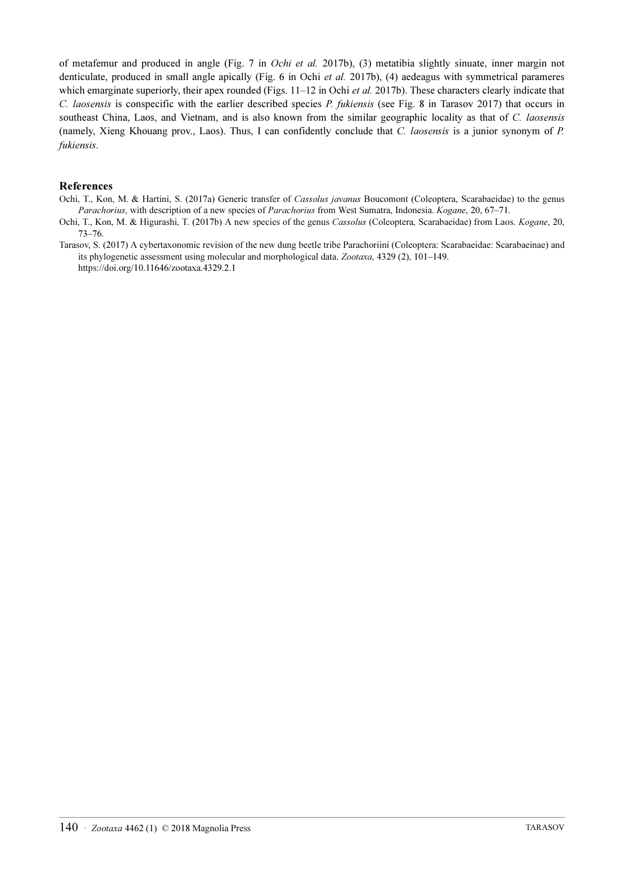of metafemur and produced in angle (Fig. 7 in *Ochi et al.* 2017b), (3) metatibia slightly sinuate, inner margin not denticulate, produced in small angle apically (Fig. 6 in Ochi *et al.* 2017b), (4) aedeagus with symmetrical parameres which emarginate superiorly, their apex rounded (Figs. 11–12 in Ochi *et al.* 2017b). These characters clearly indicate that *C. laosensis* is conspecific with the earlier described species *P. fukiensis* (see Fig. 8 in Tarasov 2017) that occurs in southeast China, Laos, and Vietnam, and is also known from the similar geographic locality as that of *C. laosensis* (namely, Xieng Khouang prov., Laos). Thus, I can confidently conclude that *C. laosensis* is a junior synonym of *P. fukiensis*.

## References

Ochi, T., Kon, M. & Hartini, S. (2017a) Generic transfer of *Cassolus javanus* Boucomont (Coleoptera, Scarabaeidae) to the genus *Parachorius*, with description of a new species of *Parachorius* from West Sumatra, Indonesia. *Kogane*, 20, 67–71.

Ochi, T., Kon, M. & Higurashi, T. (2017b) A new species of the genus *Cassolus* (Coleoptera, Scarabaeidae) from Laos. *Kogane*, 20, 73–76.

Tarasov, S. (2017) A cybertaxonomic revision of the new dung beetle tribe Parachoriini (Coleoptera: Scarabaeidae: Scarabaeinae) and its phylogenetic assessment using molecular and morphological data. *Zootaxa*, 4329 (2), 101–149. https://doi.org/10.11646/zootaxa.4329.2.1